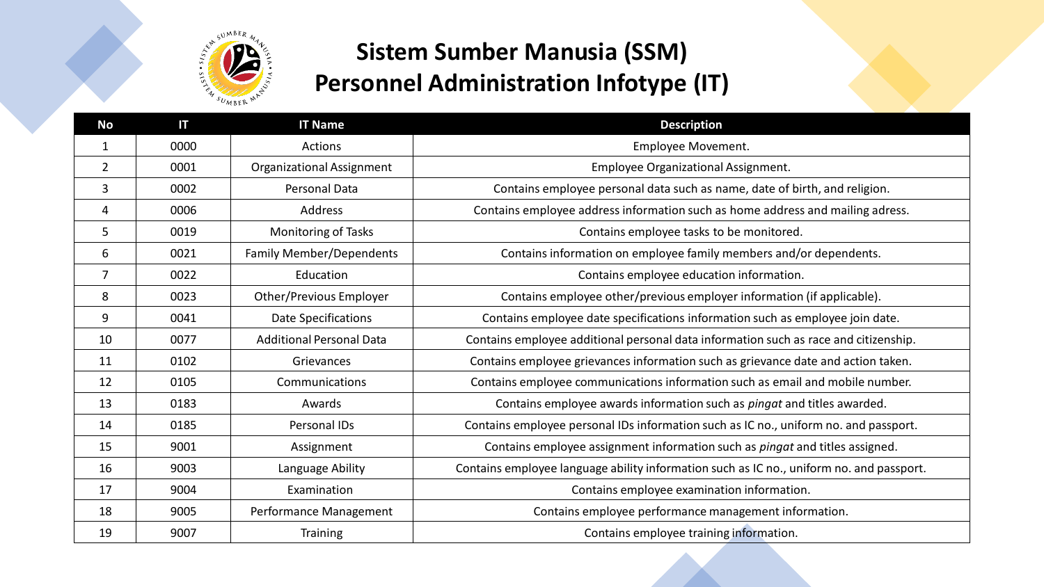# Sistem Sumber Manusia (SSM)
# Personnel Administration Infotype (IT)

| No | IT | IT Name | Description |
|---|---|---|---|
| 1 | 0000 | Actions | Employee Movement. |
| 2 | 0001 | Organizational Assignment | Employee Organizational Assignment. |
| 3 | 0002 | Personal Data | Contains employee personal data such as name, date of birth, and religion. |
| 4 | 0006 | Address | Contains employee address information such as home address and mailing adress. |
| 5 | 0019 | Monitoring of Tasks | Contains employee tasks to be monitored. |
| 6 | 0021 | Family Member/Dependents | Contains information on employee family members and/or dependents. |
| 7 | 0022 | Education | Contains employee education information. |
| 8 | 0023 | Other/Previous Employer | Contains employee other/previous employer information (if applicable). |
| 9 | 0041 | Date Specifications | Contains employee date specifications information such as employee join date. |
| 10 | 0077 | Additional Personal Data | Contains employee additional personal data information such as race and citizenship. |
| 11 | 0102 | Grievances | Contains employee grievances information such as grievance date and action taken. |
| 12 | 0105 | Communications | Contains employee communications information such as email and mobile number. |
| 13 | 0183 | Awards | Contains employee awards information such as *pingat* and titles awarded. |
| 14 | 0185 | Personal IDs | Contains employee personal IDs information such as IC no., uniform no. and passport. |
| 15 | 9001 | Assignment | Contains employee assignment information such as *pingat* and titles assigned. |
| 16 | 9003 | Language Ability | Contains employee language ability information such as IC no., uniform no. and passport. |
| 17 | 9004 | Examination | Contains employee examination information. |
| 18 | 9005 | Performance Management | Contains employee performance management information. |
| 19 | 9007 | Training | Contains employee training information. |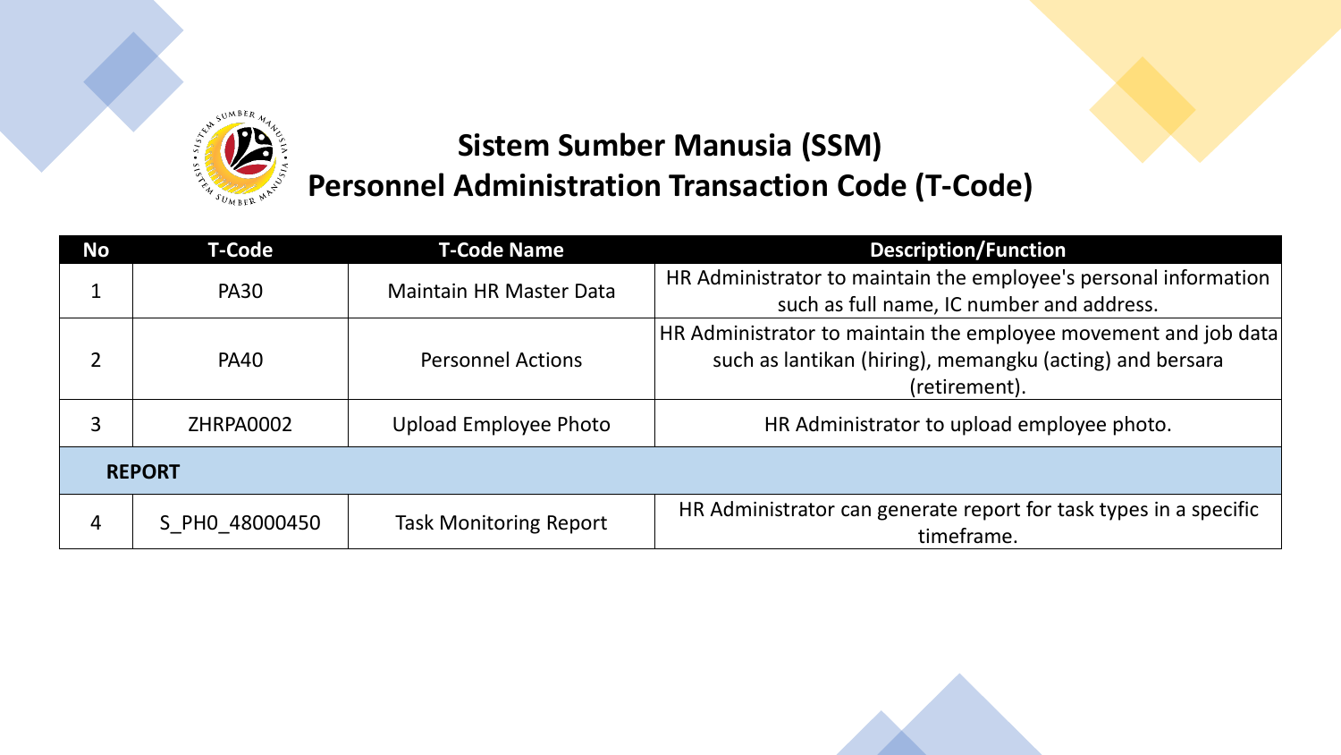# Sistem Sumber Manusia (SSM)
# Personnel Administration Transaction Code (T-Code)

| No | T-Code | T-Code Name | Description/Function |
|---|---|---|---|
| 1 | PA30 | Maintain HR Master Data | HR Administrator to maintain the employee's personal information such as full name, IC number and address. |
| 2 | PA40 | Personnel Actions | HR Administrator to maintain the employee movement and job data such as lantikan (hiring), memangku (acting) and bersara (retirement). |
| 3 | ZHRPA0002 | Upload Employee Photo | HR Administrator to upload employee photo. |
| **REPORT** | | | |
| 4 | S_PH0_48000450 | Task Monitoring Report | HR Administrator can generate report for task types in a specific timeframe. |